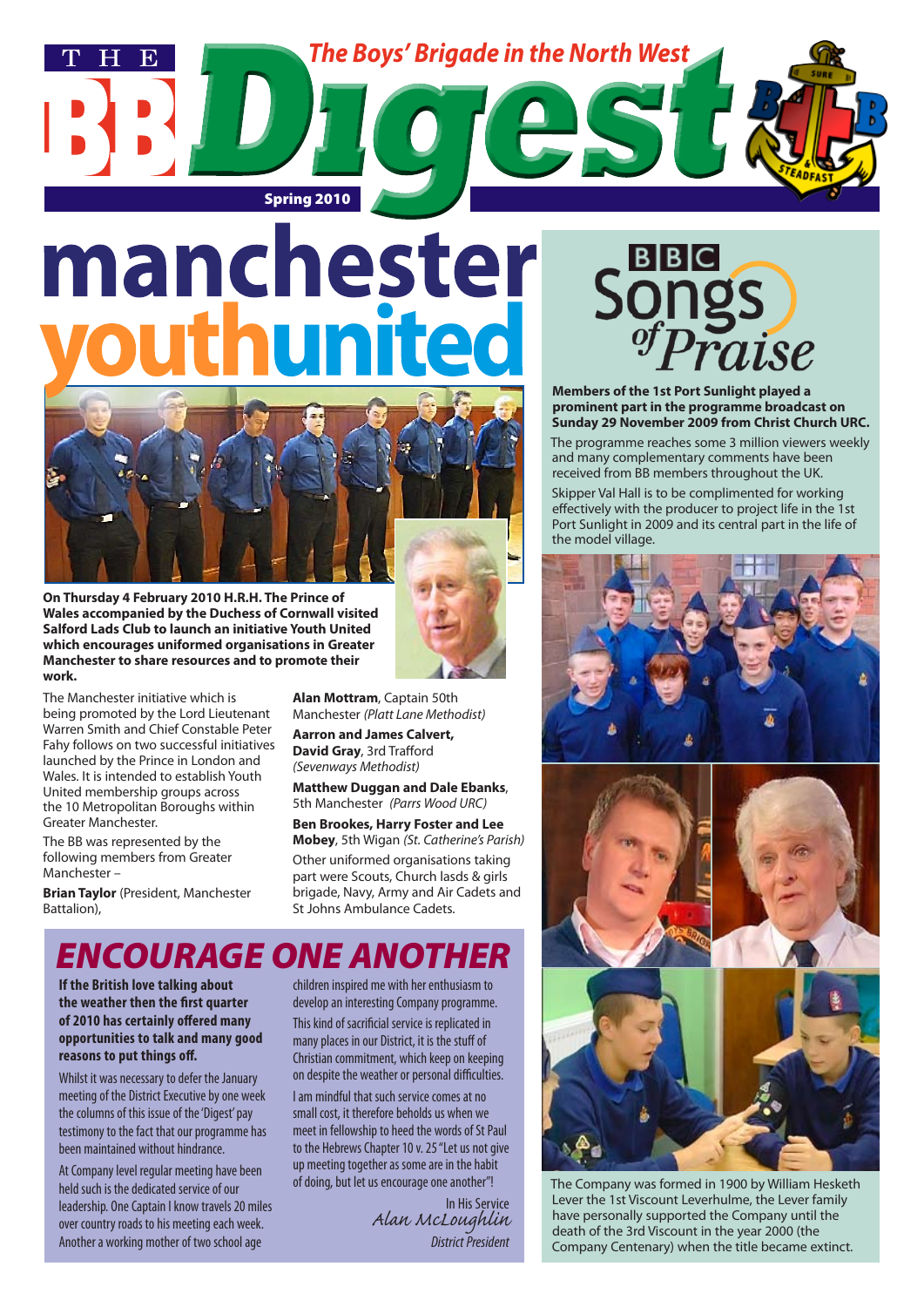# THE BB Digest

**The Boys' Brigade in the North West**

**Spring 2010**

# manchester youthunited

**On Thursday 4 February 2010 H.R.H. The Prince of Wales accompanied by the Duchess of Cornwall visited Salford Lads Club to launch an initiative Youth United which encourages uniformed organisations in Greater Manchester to share resources and to promote their work.**

The Manchester initiative which is being promoted by the Lord Lieutenant Warren Smith and Chief Constable Peter Fahy follows on two successful initiatives launched by the Prince in London and Wales. It is intended to establish Youth United membership groups across the 10 Metropolitan Boroughs within Greater Manchester.

The BB was represented by the following members from Greater Manchester –

**Brian Taylor** (President, Manchester Battalion),

**Alan Mottram**, Captain 50th Manchester *(Platt Lane Methodist)*

**Aarron and James Calvert, David Gray**, 3rd Trafford *(Sevenways Methodist)*

**Matthew Duggan and Dale Ebanks**, 5th Manchester *(Parrs Wood URC)*

**Ben Brookes, Harry Foster and Lee Mobey**, 5th Wigan *(St. Catherine's Parish)*

Other uniformed organisations taking part were Scouts, Church lasds & girls brigade, Navy, Army and Air Cadets and St Johns Ambulance Cadets.

## ENCOURAGE ONE ANOTHER

**If the British love talking about the weather then the first quarter of 2010 has certainly offered many opportunities to talk and many good reasons to put things off.**

Whilst it was necessary to defer the January meeting of the District Executive by one week the columns of this issue of the 'Digest' pay testimony to the fact that our programme has been maintained without hindrance.

At Company level regular meeting have been held such is the dedicated service of our leadership. One Captain I know travels 20 miles over country roads to his meeting each week. Another a working mother of two school age children inspired me with her enthusiasm to develop an interesting Company programme.

This kind of sacrificial service is replicated in many places in our District, it is the stuff of Christian commitment, which keep on keeping on despite the weather or personal difficulties.

I am mindful that such service comes at no small cost, it therefore beholds us when we meet in fellowship to heed the words of St Paul to the Hebrews Chapter 10 v. 25 "Let us not give up meeting together as some are in the habit of doing, but let us encourage one another"!

In His Service
*Alan McLoughlin*
*District President*

## BBC Songs of Praise

**Members of the 1st Port Sunlight played a prominent part in the programme broadcast on Sunday 29 November 2009 from Christ Church URC.**

The programme reaches some 3 million viewers weekly and many complementary comments have been received from BB members throughout the UK.

Skipper Val Hall is to be complimented for working effectively with the producer to project life in the 1st Port Sunlight in 2009 and its central part in the life of the model village.

The Company was formed in 1900 by William Hesketh Lever the 1st Viscount Leverhulme, the Lever family have personally supported the Company until the death of the 3rd Viscount in the year 2000 (the Company Centenary) when the title became extinct.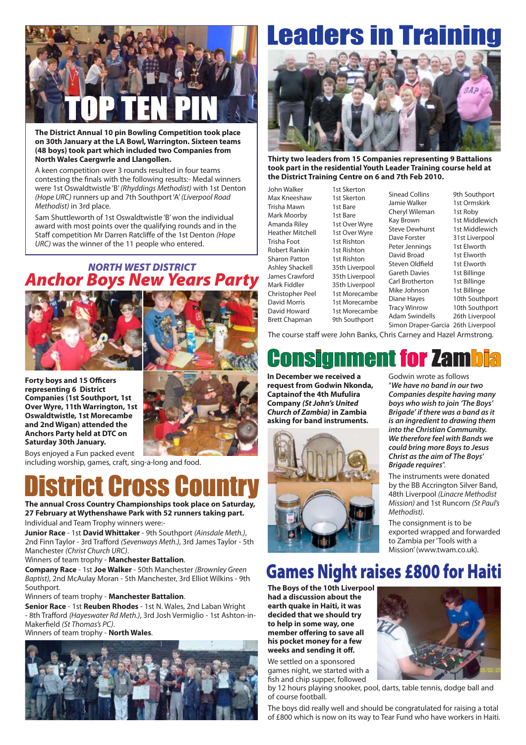# TOP TEN PIN

**The District Annual 10 pin Bowling Competition took place on 30th January at the LA Bowl, Warrington. Sixteen teams (48 boys) took part which included two Companies from North Wales Caergwrle and Llangollen.**

A keen competition over 3 rounds resulted in four teams contesting the finals with the following results:- Medal winners were 1st Oswaldtwistle 'B' *(Rhyddings Methodist)* with 1st Denton *(Hope URC)* runners up and 7th Southport 'A' *(Liverpool Road Methodist)* in 3rd place.

Sam Shuttleworth of 1st Oswaldtwistle 'B' won the individual award with most points over the qualifying rounds and in the Staff competition Mr Darren Ratcliffe of the 1st Denton *(Hope URC)* was the winner of the 11 people who entered.

## *NORTH WEST DISTRICT*
## *Anchor Boys New Years Party*

**Forty boys and 15 Officers representing 6 District Companies (1st Southport, 1st Over Wyre, 11th Warrington, 1st Oswaldtwistle, 1st Morecambe and 2nd Wigan) attended the Anchors Party held at DTC on Saturday 30th January.**

Boys enjoyed a Fun packed event including worship, games, craft, sing-a-long and food.

# District Cross Country

**The annual Cross Country Championships took place on Saturday, 27 February at Wythenshawe Park with 52 runners taking part.**

Individual and Team Trophy winners were:-

**Junior Race** - 1st **David Whittaker** - 9th Southport *(Ainsdale Meth.)*, 2nd Finn Taylor - 3rd Trafford *(Sevenways Meth.)*, 3rd James Taylor - 5th Manchester *(Christ Church URC)*.

Winners of team trophy - **Manchester Battalion**.

**Company Race** - 1st **Joe Walker** - 50th Manchester *(Brownley Green Baptist)*, 2nd McAulay Moran - 5th Manchester, 3rd Elliot Wilkins - 9th Southport.

Winners of team trophy - **Manchester Battalion**.

**Senior Race** - 1st **Reuben Rhodes** - 1st N. Wales, 2nd Laban Wright - 8th Trafford *(Hayeswater Rd Meth.)*, 3rd Josh Vermiglio - 1st Ashton-in-Makerfield *(St Thomas's PC)*.

Winners of team trophy - **North Wales**.

# Leaders in Training

**Thirty two leaders from 15 Companies representing 9 Battalions took part in the residential Youth Leader Training course held at the District Training Centre on 6 and 7th Feb 2010.**

| | | | |
|---|---|---|---|
| John Walker | 1st Skerton | Sinead Collins | 9th Southport |
| Max Kneeshaw | 1st Skerton | Jamie Walker | 1st Ormskirk |
| Trisha Mawn | 1st Bare | Cheryl Wileman | 1st Roby |
| Mark Moorby | 1st Bare | Kay Brown | 1st Middlewich |
| Amanda Riley | 1st Over Wyre | Steve Dewhurst | 1st Middlewich |
| Heather Mitchell | 1st Over Wyre | Dave Forster | 31st Liverpool |
| Trisha Foot | 1st Rishton | Peter Jennings | 1st Elworth |
| Robert Rankin | 1st Rishton | David Broad | 1st Elworth |
| Sharon Patton | 1st Rishton | Steven Oldfield | 1st Elworth |
| Ashley Shackell | 35th Liverpool | Gareth Davies | 1st Billinge |
| James Crawford | 35th Liverpool | Carl Brotherton | 1st Billinge |
| Mark Fiddler | 35th Liverpool | Mike Johnson | 1st Billinge |
| Christopher Peel | 1st Morecambe | Diane Hayes | 10th Southport |
| David Morris | 1st Morecambe | Tracy Winrow | 10th Southport |
| David Howard | 1st Morecambe | Adam Swindells | 26th Liverpool |
| Brett Chapman | 9th Southport | Simon Draper-Garcia | 26th Liverpool |

The course staff were John Banks, Chris Carney and Hazel Armstrong.

# Consignment for Zambia

**In December we received a request from Godwin Nkonda, Captainof the 4th Mufulira Company *(St John's United Church of Zambia)* in Zambia asking for band instruments.**

Godwin wrote as follows "***We have no band in our two Companies despite having many boys who wish to join 'The Boys' Brigade' if there was a band as it is an ingredient to drawing them into the Christian Community. We therefore feel with Bands we could bring more Boys to Jesus Christ as the aim of The Boys' Brigade requires***".

The instruments were donated by the BB Accrington Silver Band, 48th Liverpool *(Linacre Methodist Mission)* and 1st Runcorn *(St Paul's Methodist)*.

The consignment is to be exported wrapped and forwarded to Zambia per 'Tools with a Mission' (www.twam.co.uk).

# Games Night raises £800 for Haiti

**The Boys of the 10th Liverpool had a discussion about the earth quake in Haiti, it was decided that we should try to help in some way, one member offering to save all his pocket money for a few weeks and sending it off.**

We settled on a sponsored games night, we started with a fish and chip supper, followed by 12 hours playing snooker, pool, darts, table tennis, dodge ball and of course football.

The boys did really well and should be congratulated for raising a total of £800 which is now on its way to Tear Fund who have workers in Haiti.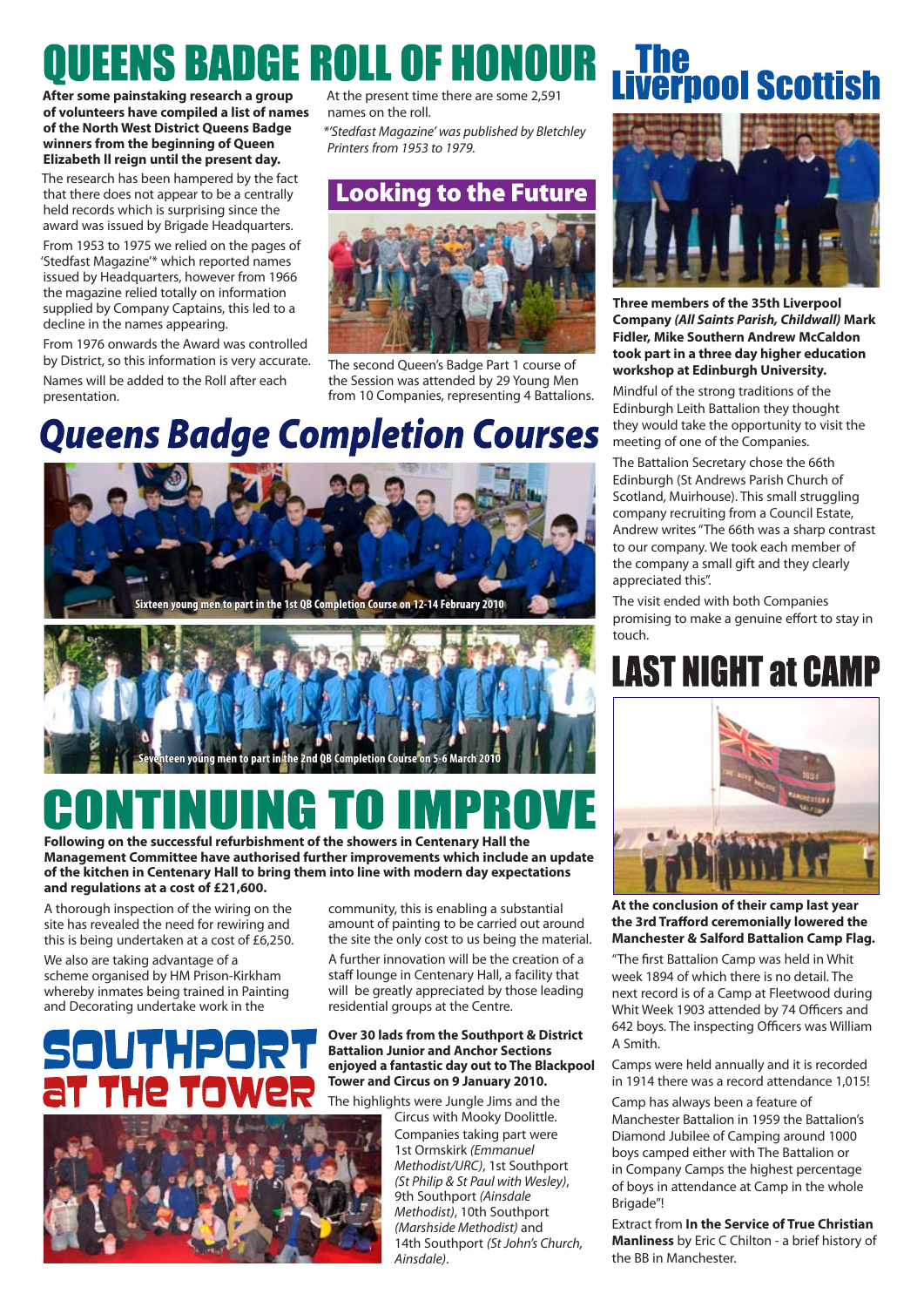# QUEENS BADGE ROLL OF HONOUR

**After some painstaking research a group of volunteers have compiled a list of names of the North West District Queens Badge winners from the beginning of Queen Elizabeth II reign until the present day.**

The research has been hampered by the fact that there does not appear to be a centrally held records which is surprising since the award was issued by Brigade Headquarters.

From 1953 to 1975 we relied on the pages of 'Stedfast Magazine'* which reported names issued by Headquarters, however from 1966 the magazine relied totally on information supplied by Company Captains, this led to a decline in the names appearing.

From 1976 onwards the Award was controlled by District, so this information is very accurate.

Names will be added to the Roll after each presentation.

At the present time there are some 2,591 names on the roll.

*'Stedfast Magazine' was published by Bletchley Printers from 1953 to 1979.*

## Looking to the Future

The second Queen's Badge Part 1 course of the Session was attended by 29 Young Men from 10 Companies, representing 4 Battalions.

# Queens Badge Completion Courses

Sixteen young men to part in the 1st QB Completion Course on 12-14 February 2010

Seventeen young men to part in the 2nd QB Completion Course on 5-6 March 2010

# CONTINUING TO IMPROVE

**Following on the successful refurbishment of the showers in Centenary Hall the Management Committee have authorised further improvements which include an update of the kitchen in Centenary Hall to bring them into line with modern day expectations and regulations at a cost of £21,600.**

A thorough inspection of the wiring on the site has revealed the need for rewiring and this is being undertaken at a cost of £6,250.

We also are taking advantage of a scheme organised by HM Prison-Kirkham whereby inmates being trained in Painting and Decorating undertake work in the community, this is enabling a substantial amount of painting to be carried out around the site the only cost to us being the material.

A further innovation will be the creation of a staff lounge in Centenary Hall, a facility that will be greatly appreciated by those leading residential groups at the Centre.

# SOUTHPORT at THE TOWER

**Over 30 lads from the Southport & District Battalion Junior and Anchor Sections enjoyed a fantastic day out to The Blackpool Tower and Circus on 9 January 2010.**

The highlights were Jungle Jims and the Circus with Mooky Doolittle. Companies taking part were 1st Ormskirk *(Emmanuel Methodist/URC)*, 1st Southport *(St Philip & St Paul with Wesley)*, 9th Southport *(Ainsdale Methodist)*, 10th Southport *(Marshside Methodist)* and 14th Southport *(St John's Church, Ainsdale)*.

# The Liverpool Scottish

**Three members of the 35th Liverpool Company *(All Saints Parish, Childwall)* Mark Fidler, Mike Southern Andrew McCaldon took part in a three day higher education workshop at Edinburgh University.**

Mindful of the strong traditions of the Edinburgh Leith Battalion they thought they would take the opportunity to visit the meeting of one of the Companies.

The Battalion Secretary chose the 66th Edinburgh (St Andrews Parish Church of Scotland, Muirhouse). This small struggling company recruiting from a Council Estate, Andrew writes "The 66th was a sharp contrast to our company. We took each member of the company a small gift and they clearly appreciated this".

The visit ended with both Companies promising to make a genuine effort to stay in touch.

# LAST NIGHT at CAMP

**At the conclusion of their camp last year the 3rd Trafford ceremonially lowered the Manchester & Salford Battalion Camp Flag.**

"The first Battalion Camp was held in Whit week 1894 of which there is no detail. The next record is of a Camp at Fleetwood during Whit Week 1903 attended by 74 Officers and 642 boys. The inspecting Officers was William A Smith.

Camps were held annually and it is recorded in 1914 there was a record attendance 1,015!

Camp has always been a feature of Manchester Battalion in 1959 the Battalion's Diamond Jubilee of Camping around 1000 boys camped either with The Battalion or in Company Camps the highest percentage of boys in attendance at Camp in the whole Brigade"!

Extract from **In the Service of True Christian Manliness** by Eric C Chilton - a brief history of the BB in Manchester.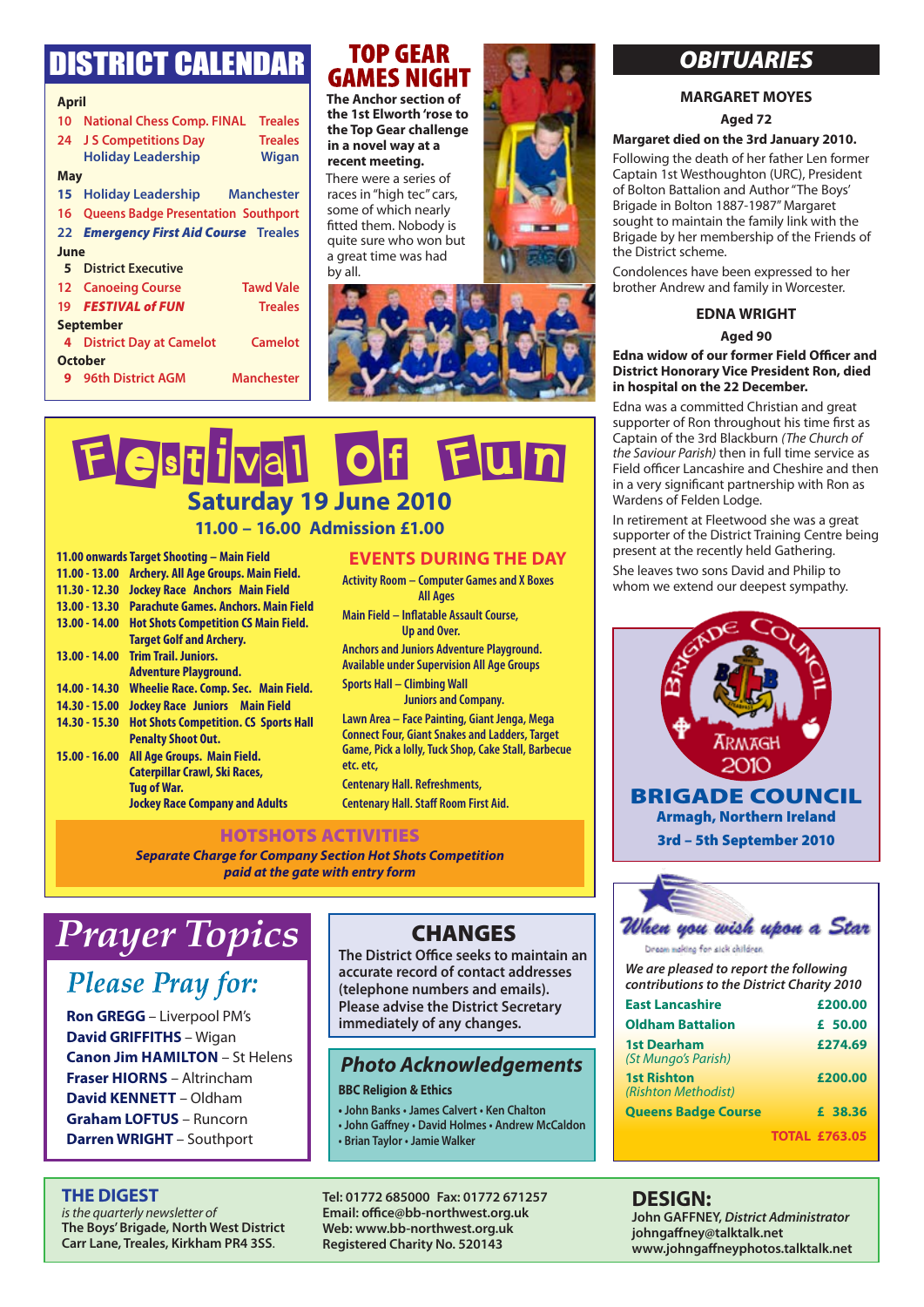# DISTRICT CALENDAR

| | | |
|---|---|---|
| **April** | | |
| 10 | National Chess Comp. FINAL | Treales |
| 24 | J S Competitions Day | Treales |
| | Holiday Leadership | Wigan |
| **May** | | |
| 15 | Holiday Leadership | Manchester |
| 16 | Queens Badge Presentation | Southport |
| 22 | ***Emergency First Aid Course*** | Treales |
| **June** | | |
| 5 | District Executive | |
| 12 | Canoeing Course | Tawd Vale |
| 19 | ***FESTIVAL of FUN*** | Treales |
| **September** | | |
| 4 | District Day at Camelot | Camelot |
| **October** | | |
| 9 | 96th District AGM | Manchester |

# TOP GEAR GAMES NIGHT

**The Anchor section of the 1st Elworth 'rose to the Top Gear challenge in a novel way at a recent meeting.**

There were a series of races in "high tec" cars, some of which nearly fitted them. Nobody is quite sure who won but a great time was had by all.

# OBITUARIES

### MARGARET MOYES

**Aged 72**

**Margaret died on the 3rd January 2010.**

Following the death of her father Len former Captain 1st Westhoughton (URC), President of Bolton Battalion and Author "The Boys' Brigade in Bolton 1887-1987" Margaret sought to maintain the family link with the Brigade by her membership of the Friends of the District scheme.

Condolences have been expressed to her brother Andrew and family in Worcester.

### EDNA WRIGHT

**Aged 90**

**Edna widow of our former Field Officer and District Honorary Vice President Ron, died in hospital on the 22 December.**

Edna was a committed Christian and great supporter of Ron throughout his time first as Captain of the 3rd Blackburn *(The Church of the Saviour Parish)* then in full time service as Field officer Lancashire and Cheshire and then in a very significant partnership with Ron as Wardens of Felden Lodge.

In retirement at Fleetwood she was a great supporter of the District Training Centre being present at the recently held Gathering.

She leaves two sons David and Philip to whom we extend our deepest sympathy.

# Festival of Fun

## Saturday 19 June 2010

### 11.00 – 16.00 Admission £1.00

| | |
|---|---|
| 11.00 onwards | Target Shooting – Main Field |
| 11.00 - 13.00 | Archery. All Age Groups. Main Field. |
| 11.30 - 12.30 | Jockey Race Anchors Main Field |
| 13.00 - 13.30 | Parachute Games. Anchors. Main Field |
| 13.00 - 14.00 | Hot Shots Competition CS Main Field. Target Golf and Archery. |
| 13.00 - 14.00 | Trim Trail. Juniors. Adventure Playground. |
| 14.00 - 14.30 | Wheelie Race. Comp. Sec. Main Field. |
| 14.30 - 15.00 | Jockey Race Juniors Main Field |
| 14.30 - 15.30 | Hot Shots Competition. CS Sports Hall Penalty Shoot Out. |
| 15.00 - 16.00 | All Age Groups. Main Field. Caterpillar Crawl, Ski Races, Tug of War. Jockey Race Company and Adults |

### EVENTS DURING THE DAY

Activity Room – Computer Games and X Boxes All Ages

Main Field – Inflatable Assault Course, Up and Over.

Anchors and Juniors Adventure Playground. Available under Supervision All Age Groups

Sports Hall – Climbing Wall Juniors and Company.

Lawn Area – Face Painting, Giant Jenga, Mega Connect Four, Giant Snakes and Ladders, Target Game, Pick a lolly, Tuck Shop, Cake Stall, Barbecue etc. etc,

Centenary Hall. Refreshments,

Centenary Hall. Staff Room First Aid.

### HOTSHOTS ACTIVITIES

***Separate Charge for Company Section Hot Shots Competition paid at the gate with entry form***

BRIGADE COUNCIL ARMAGH 2010

## BRIGADE COUNCIL

**Armagh, Northern Ireland**

**3rd – 5th September 2010**

# Prayer Topics

## Please Pray for:

**Ron GREGG** – Liverpool PM's
**David GRIFFITHS** – Wigan
**Canon Jim HAMILTON** – St Helens
**Fraser HIORNS** – Altrincham
**David KENNETT** – Oldham
**Graham LOFTUS** – Runcorn
**Darren WRIGHT** – Southport

## CHANGES

The District Office seeks to maintain an accurate record of contact addresses (telephone numbers and emails). Please advise the District Secretary immediately of any changes.

## *Photo Acknowledgements*

**BBC Religion & Ethics**

• John Banks • James Calvert • Ken Chalton • John Gaffney • David Hornes • Andrew McCaldon • Brian Taylor • Jamie Walker

## *When you wish upon a Star*

Dream making for sick children

*We are pleased to report the following contributions to the District Charity 2010*

| | |
|---|---|
| **East Lancashire** | **£200.00** |
| **Oldham Battalion** | **£ 50.00** |
| **1st Dearham** *(St Mungo's Parish)* | **£274.69** |
| **1st Rishton** *(Rishton Methodist)* | **£200.00** |
| **Queens Badge Course** | **£ 38.36** |
| **TOTAL** | **£763.05** |

**THE DIGEST**
*is the quarterly newsletter of*
**The Boys' Brigade, North West District**
**Carr Lane, Treales, Kirkham PR4 3SS.**

**Tel: 01772 685000 Fax: 01772 671257**
**Email: office@bb-northwest.org.uk**
**Web: www.bb-northwest.org.uk**
**Registered Charity No. 520143**

**DESIGN:**
**John GAFFNEY,** ***District Administrator***
**johngaffney@talktalk.net**
**www.johngaffneyphotos.talktalk.net**